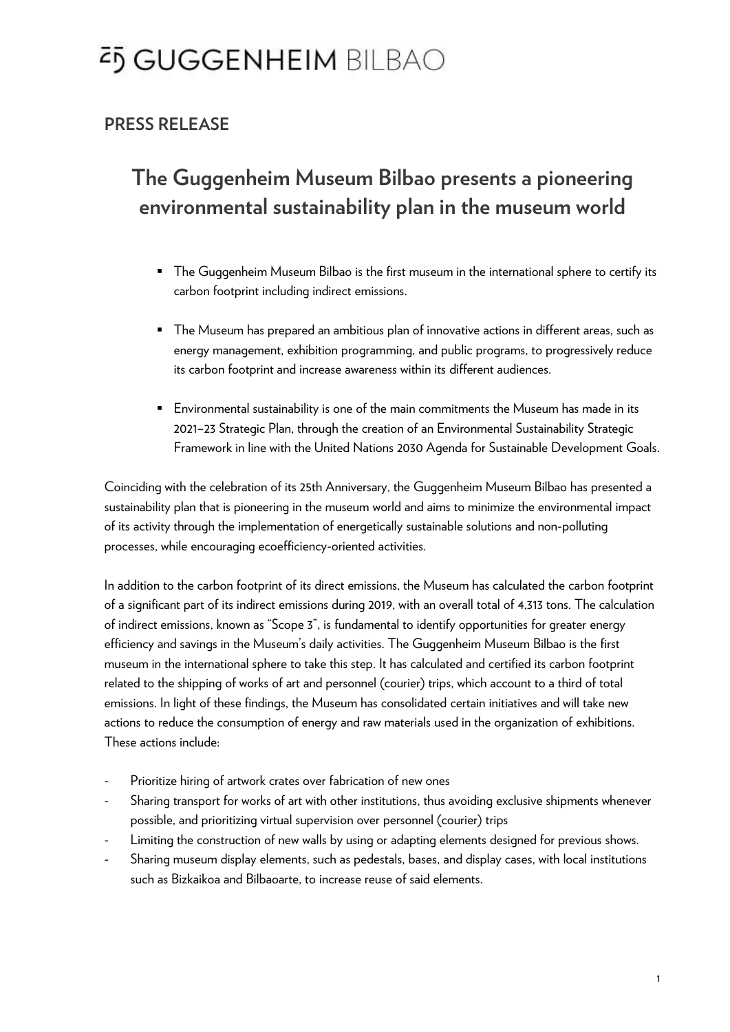GUGGENHEIM BILBAO

## PRESS RELEASE

# The Guggenheim Museum Bilbao presents a pioneering environmental sustainability plan in the museum world

- The Guggenheim Museum Bilbao is the first museum in the international sphere to certify its carbon footprint including indirect emissions.
- The Museum has prepared an ambitious plan of innovative actions in different areas, such as energy management, exhibition programming, and public programs, to progressively reduce its carbon footprint and increase awareness within its different audiences.
- Environmental sustainability is one of the main commitments the Museum has made in its 2021–23 Strategic Plan, through the creation of an Environmental Sustainability Strategic Framework in line with the United Nations 2030 Agenda for Sustainable Development Goals.

Coinciding with the celebration of its 25th Anniversary, the Guggenheim Museum Bilbao has presented a sustainability plan that is pioneering in the museum world and aims to minimize the environmental impact of its activity through the implementation of energetically sustainable solutions and non-polluting processes, while encouraging ecoefficiency-oriented activities.

In addition to the carbon footprint of its direct emissions, the Museum has calculated the carbon footprint of a significant part of its indirect emissions during 2019, with an overall total of 4,313 tons. The calculation of indirect emissions, known as "Scope 3", is fundamental to identify opportunities for greater energy efficiency and savings in the Museum's daily activities. The Guggenheim Museum Bilbao is the first museum in the international sphere to take this step. It has calculated and certified its carbon footprint related to the shipping of works of art and personnel (courier) trips, which account to a third of total emissions. In light of these findings, the Museum has consolidated certain initiatives and will take new actions to reduce the consumption of energy and raw materials used in the organization of exhibitions. These actions include:

- Prioritize hiring of artwork crates over fabrication of new ones
- Sharing transport for works of art with other institutions, thus avoiding exclusive shipments whenever possible, and prioritizing virtual supervision over personnel (courier) trips
- Limiting the construction of new walls by using or adapting elements designed for previous shows.
- Sharing museum display elements, such as pedestals, bases, and display cases, with local institutions such as Bizkaikoa and Bilbaoarte, to increase reuse of said elements.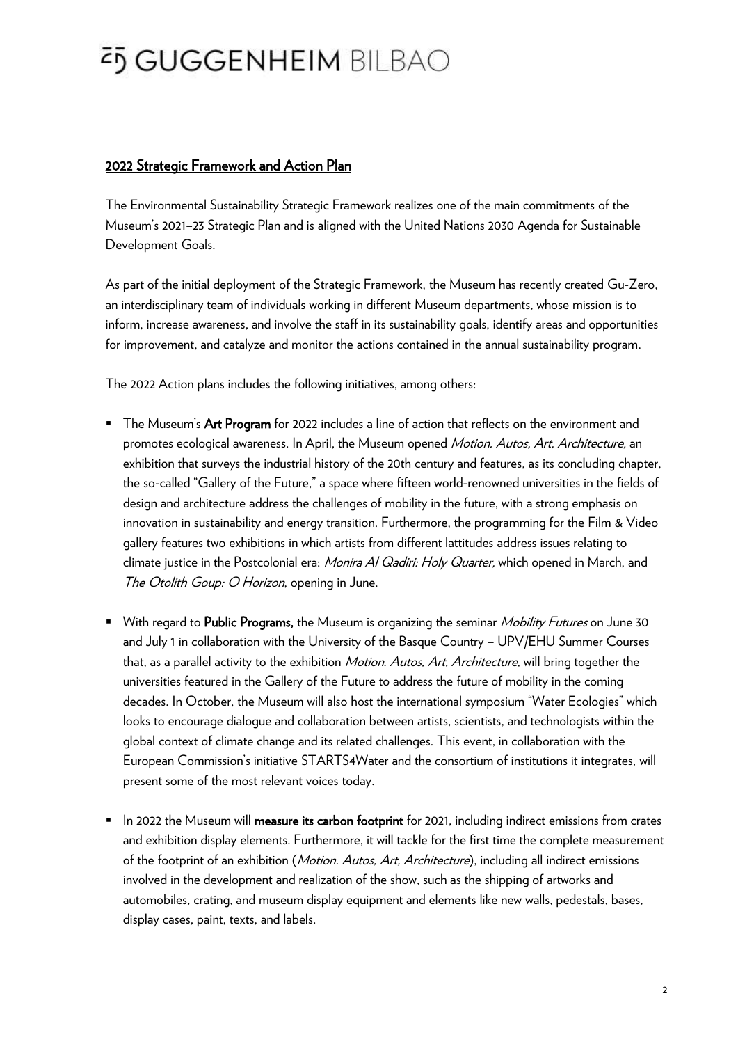## 2022 Strategic Framework and Action Plan

The Environmental Sustainability Strategic Framework realizes one of the main commitments of the Museum's 2021–23 Strategic Plan and is aligned with the United Nations 2030 Agenda for Sustainable Development Goals.

As part of the initial deployment of the Strategic Framework, the Museum has recently created Gu-Zero, an interdisciplinary team of individuals working in different Museum departments, whose mission is to inform, increase awareness, and involve the staff in its sustainability goals, identify areas and opportunities for improvement, and catalyze and monitor the actions contained in the annual sustainability program.

The 2022 Action plans includes the following initiatives, among others:

- The Museum's **Art Program** for 2022 includes a line of action that reflects on the environment and promotes ecological awareness. In April, the Museum opened *Motion. Autos, Art, Architecture,* an exhibition that surveys the industrial history of the 20th century and features, as its concluding chapter, the so-called "Gallery of the Future," a space where fifteen world-renowned universities in the fields of design and architecture address the challenges of mobility in the future, with a strong emphasis on innovation in sustainability and energy transition. Furthermore, the programming for the Film & Video gallery features two exhibitions in which artists from different lattitudes address issues relating to climate justice in the Postcolonial era: *Monira Al Qadiri: Holy Quarter,* which opened in March, and *The Otolith Goup: O Horizon*, opening in June.

- With regard to **Public Programs,** the Museum is organizing the seminar *Mobility Futures* on June 30 and July 1 in collaboration with the University of the Basque Country – UPV/EHU Summer Courses that, as a parallel activity to the exhibition *Motion. Autos, Art, Architecture*, will bring together the universities featured in the Gallery of the Future to address the future of mobility in the coming decades. In October, the Museum will also host the international symposium "Water Ecologies" which looks to encourage dialogue and collaboration between artists, scientists, and technologists within the global context of climate change and its related challenges. This event, in collaboration with the European Commission's initiative STARTS4Water and the consortium of institutions it integrates, will present some of the most relevant voices today.

- In 2022 the Museum will **measure its carbon footprint** for 2021, including indirect emissions from crates and exhibition display elements. Furthermore, it will tackle for the first time the complete measurement of the footprint of an exhibition (*Motion. Autos, Art, Architecture*), including all indirect emissions involved in the development and realization of the show, such as the shipping of artworks and automobiles, crating, and museum display equipment and elements like new walls, pedestals, bases, display cases, paint, texts, and labels.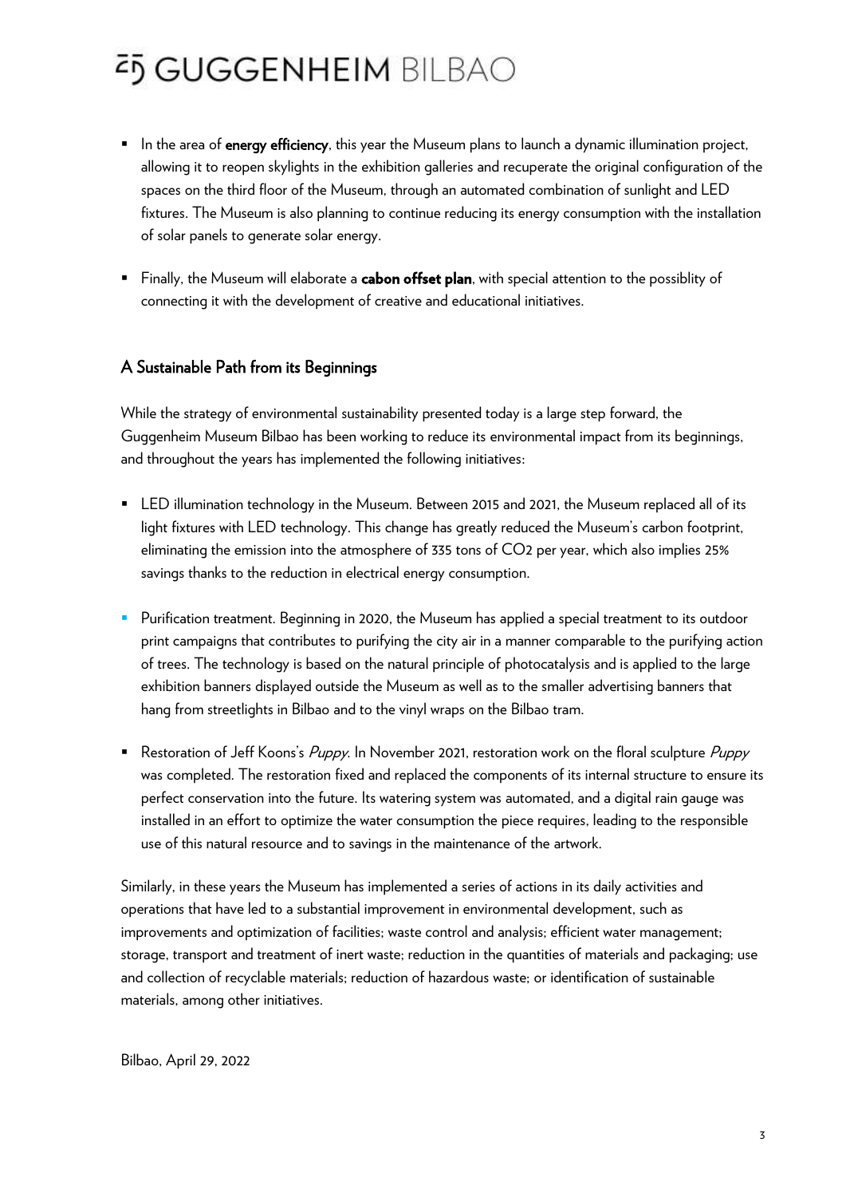- In the area of **energy efficiency**, this year the Museum plans to launch a dynamic illumination project, allowing it to reopen skylights in the exhibition galleries and recuperate the original configuration of the spaces on the third floor of the Museum, through an automated combination of sunlight and LED fixtures. The Museum is also planning to continue reducing its energy consumption with the installation of solar panels to generate solar energy.

- Finally, the Museum will elaborate a **cabon offset plan**, with special attention to the possiblity of connecting it with the development of creative and educational initiatives.

## A Sustainable Path from its Beginnings

While the strategy of environmental sustainability presented today is a large step forward, the Guggenheim Museum Bilbao has been working to reduce its environmental impact from its beginnings, and throughout the years has implemented the following initiatives:

- LED illumination technology in the Museum. Between 2015 and 2021, the Museum replaced all of its light fixtures with LED technology. This change has greatly reduced the Museum's carbon footprint, eliminating the emission into the atmosphere of 335 tons of $CO_2$ per year, which also implies 25% savings thanks to the reduction in electrical energy consumption.

- Purification treatment. Beginning in 2020, the Museum has applied a special treatment to its outdoor print campaigns that contributes to purifying the city air in a manner comparable to the purifying action of trees. The technology is based on the natural principle of photocatalysis and is applied to the large exhibition banners displayed outside the Museum as well as to the smaller advertising banners that hang from streetlights in Bilbao and to the vinyl wraps on the Bilbao tram.

- Restoration of Jeff Koons's *Puppy*. In November 2021, restoration work on the floral sculpture *Puppy* was completed. The restoration fixed and replaced the components of its internal structure to ensure its perfect conservation into the future. Its watering system was automated, and a digital rain gauge was installed in an effort to optimize the water consumption the piece requires, leading to the responsible use of this natural resource and to savings in the maintenance of the artwork.

Similarly, in these years the Museum has implemented a series of actions in its daily activities and operations that have led to a substantial improvement in environmental development, such as improvements and optimization of facilities; waste control and analysis; efficient water management; storage, transport and treatment of inert waste; reduction in the quantities of materials and packaging; use and collection of recyclable materials; reduction of hazardous waste; or identification of sustainable materials, among other initiatives.

Bilbao, April 29, 2022